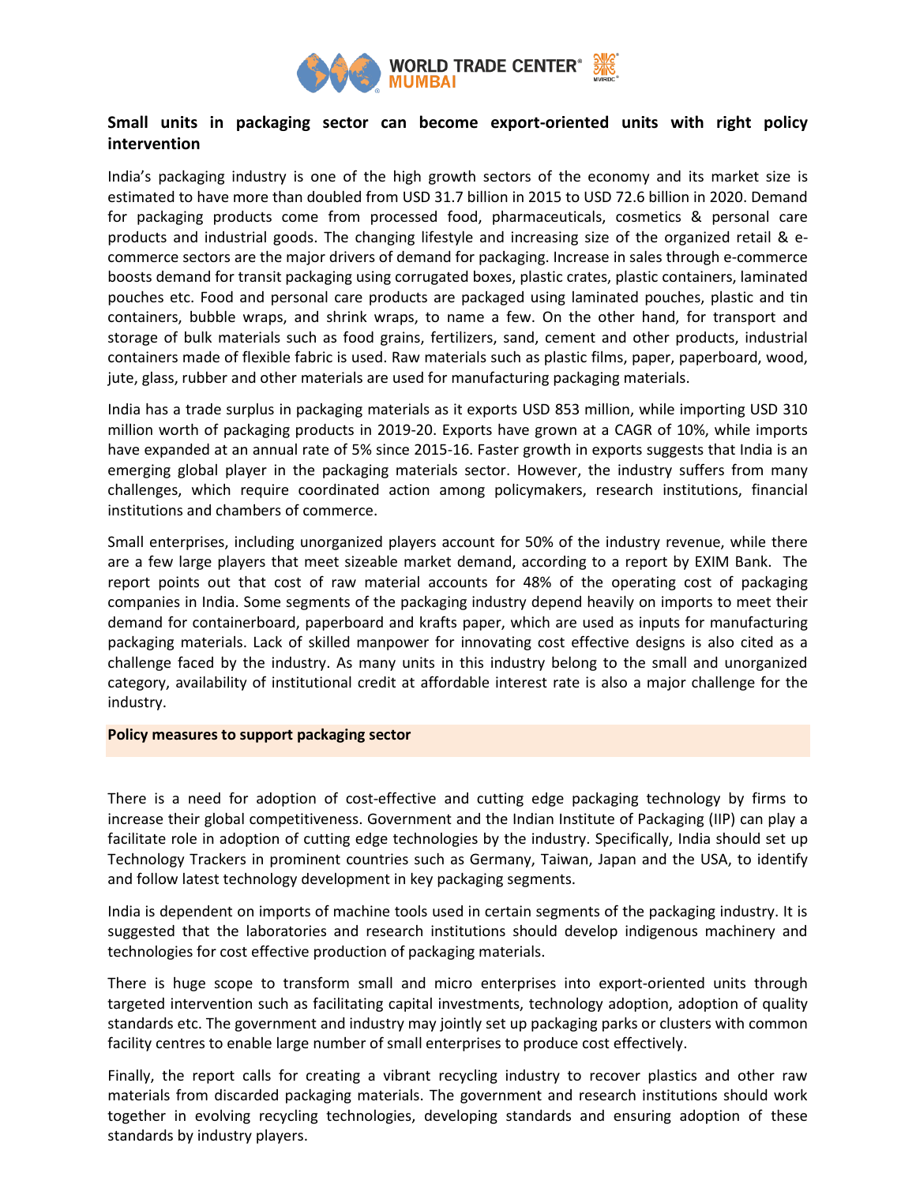## Small units in packaging sector can become export-oriented units with right policy intervention

India's packaging industry is one of the high growth sectors of the economy and its market size is estimated to have more than doubled from USD 31.7 billion in 2015 to USD 72.6 billion in 2020. Demand for packaging products come from processed food, pharmaceuticals, cosmetics & personal care products and industrial goods. The changing lifestyle and increasing size of the organized retail & e-commerce sectors are the major drivers of demand for packaging. Increase in sales through e-commerce boosts demand for transit packaging using corrugated boxes, plastic crates, plastic containers, laminated pouches etc. Food and personal care products are packaged using laminated pouches, plastic and tin containers, bubble wraps, and shrink wraps, to name a few. On the other hand, for transport and storage of bulk materials such as food grains, fertilizers, sand, cement and other products, industrial containers made of flexible fabric is used. Raw materials such as plastic films, paper, paperboard, wood, jute, glass, rubber and other materials are used for manufacturing packaging materials.

India has a trade surplus in packaging materials as it exports USD 853 million, while importing USD 310 million worth of packaging products in 2019-20. Exports have grown at a CAGR of 10%, while imports have expanded at an annual rate of 5% since 2015-16. Faster growth in exports suggests that India is an emerging global player in the packaging materials sector. However, the industry suffers from many challenges, which require coordinated action among policymakers, research institutions, financial institutions and chambers of commerce.

Small enterprises, including unorganized players account for 50% of the industry revenue, while there are a few large players that meet sizeable market demand, according to a report by EXIM Bank. The report points out that cost of raw material accounts for 48% of the operating cost of packaging companies in India. Some segments of the packaging industry depend heavily on imports to meet their demand for containerboard, paperboard and krafts paper, which are used as inputs for manufacturing packaging materials. Lack of skilled manpower for innovating cost effective designs is also cited as a challenge faced by the industry. As many units in this industry belong to the small and unorganized category, availability of institutional credit at affordable interest rate is also a major challenge for the industry.

### Policy measures to support packaging sector

There is a need for adoption of cost-effective and cutting edge packaging technology by firms to increase their global competitiveness. Government and the Indian Institute of Packaging (IIP) can play a facilitate role in adoption of cutting edge technologies by the industry. Specifically, India should set up Technology Trackers in prominent countries such as Germany, Taiwan, Japan and the USA, to identify and follow latest technology development in key packaging segments.

India is dependent on imports of machine tools used in certain segments of the packaging industry. It is suggested that the laboratories and research institutions should develop indigenous machinery and technologies for cost effective production of packaging materials.

There is huge scope to transform small and micro enterprises into export-oriented units through targeted intervention such as facilitating capital investments, technology adoption, adoption of quality standards etc. The government and industry may jointly set up packaging parks or clusters with common facility centres to enable large number of small enterprises to produce cost effectively.

Finally, the report calls for creating a vibrant recycling industry to recover plastics and other raw materials from discarded packaging materials. The government and research institutions should work together in evolving recycling technologies, developing standards and ensuring adoption of these standards by industry players.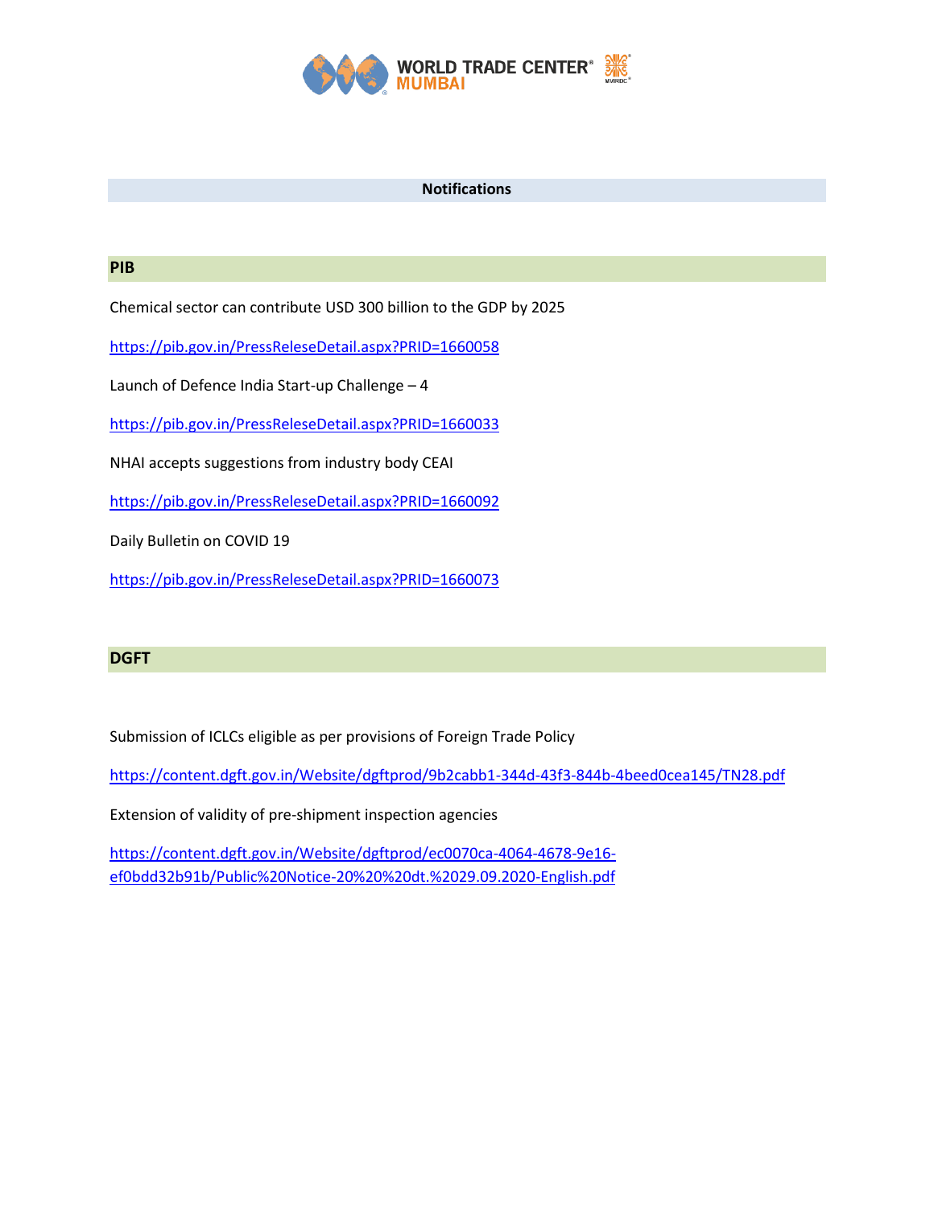# Notifications

## PIB

Chemical sector can contribute USD 300 billion to the GDP by 2025

https://pib.gov.in/PressReleseDetail.aspx?PRID=1660058

Launch of Defence India Start-up Challenge – 4

https://pib.gov.in/PressReleseDetail.aspx?PRID=1660033

NHAI accepts suggestions from industry body CEAI

https://pib.gov.in/PressReleseDetail.aspx?PRID=1660092

Daily Bulletin on COVID 19

https://pib.gov.in/PressReleseDetail.aspx?PRID=1660073

## DGFT

Submission of ICLCs eligible as per provisions of Foreign Trade Policy

https://content.dgft.gov.in/Website/dgftprod/9b2cabb1-344d-43f3-844b-4beed0cea145/TN28.pdf

Extension of validity of pre-shipment inspection agencies

https://content.dgft.gov.in/Website/dgftprod/ec0070ca-4064-4678-9e16-ef0bdd32b91b/Public%20Notice-20%20%20dt.%2029.09.2020-English.pdf